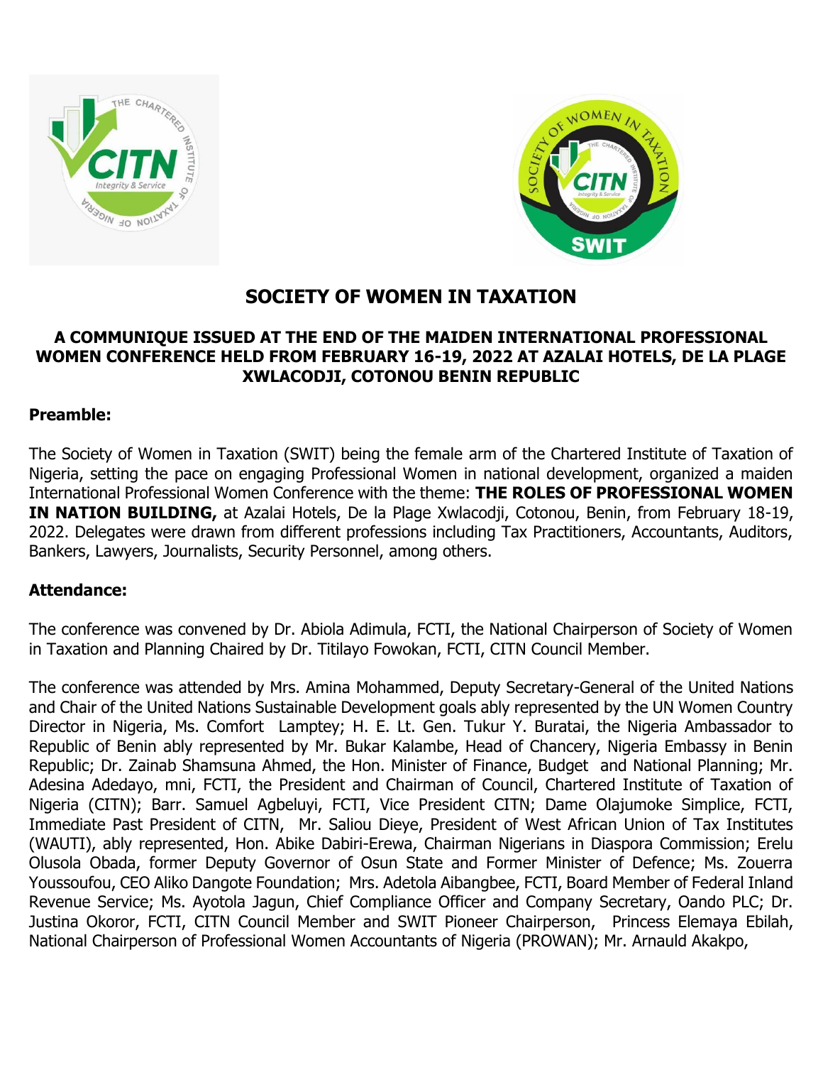# SOCIETY OF WOMEN IN TAXATION

## A COMMUNIQUE ISSUED AT THE END OF THE MAIDEN INTERNATIONAL PROFESSIONAL WOMEN CONFERENCE HELD FROM FEBRUARY 16-19, 2022 AT AZALAI HOTELS, DE LA PLAGE XWLACODJI, COTONOU BENIN REPUBLIC

**Preamble:**

The Society of Women in Taxation (SWIT) being the female arm of the Chartered Institute of Taxation of Nigeria, setting the pace on engaging Professional Women in national development, organized a maiden International Professional Women Conference with the theme: **THE ROLES OF PROFESSIONAL WOMEN IN NATION BUILDING,** at Azalai Hotels, De la Plage Xwlacodji, Cotonou, Benin, from February 18-19, 2022. Delegates were drawn from different professions including Tax Practitioners, Accountants, Auditors, Bankers, Lawyers, Journalists, Security Personnel, among others.

**Attendance:**

The conference was convened by Dr. Abiola Adimula, FCTI, the National Chairperson of Society of Women in Taxation and Planning Chaired by Dr. Titilayo Fowokan, FCTI, CITN Council Member.

The conference was attended by Mrs. Amina Mohammed, Deputy Secretary-General of the United Nations and Chair of the United Nations Sustainable Development goals ably represented by the UN Women Country Director in Nigeria, Ms. Comfort Lamptey; H. E. Lt. Gen. Tukur Y. Buratai, the Nigeria Ambassador to Republic of Benin ably represented by Mr. Bukar Kalambe, Head of Chancery, Nigeria Embassy in Benin Republic; Dr. Zainab Shamsuna Ahmed, the Hon. Minister of Finance, Budget and National Planning; Mr. Adesina Adedayo, mni, FCTI, the President and Chairman of Council, Chartered Institute of Taxation of Nigeria (CITN); Barr. Samuel Agbeluyi, FCTI, Vice President CITN; Dame Olajumoke Simplice, FCTI, Immediate Past President of CITN, Mr. Saliou Dieye, President of West African Union of Tax Institutes (WAUTI), ably represented, Hon. Abike Dabiri-Erewa, Chairman Nigerians in Diaspora Commission; Erelu Olusola Obada, former Deputy Governor of Osun State and Former Minister of Defence; Ms. Zouerra Youssoufou, CEO Aliko Dangote Foundation; Mrs. Adetola Aibangbee, FCTI, Board Member of Federal Inland Revenue Service; Ms. Ayotola Jagun, Chief Compliance Officer and Company Secretary, Oando PLC; Dr. Justina Okoror, FCTI, CITN Council Member and SWIT Pioneer Chairperson, Princess Elemaya Ebilah, National Chairperson of Professional Women Accountants of Nigeria (PROWAN); Mr. Arnauld Akakpo,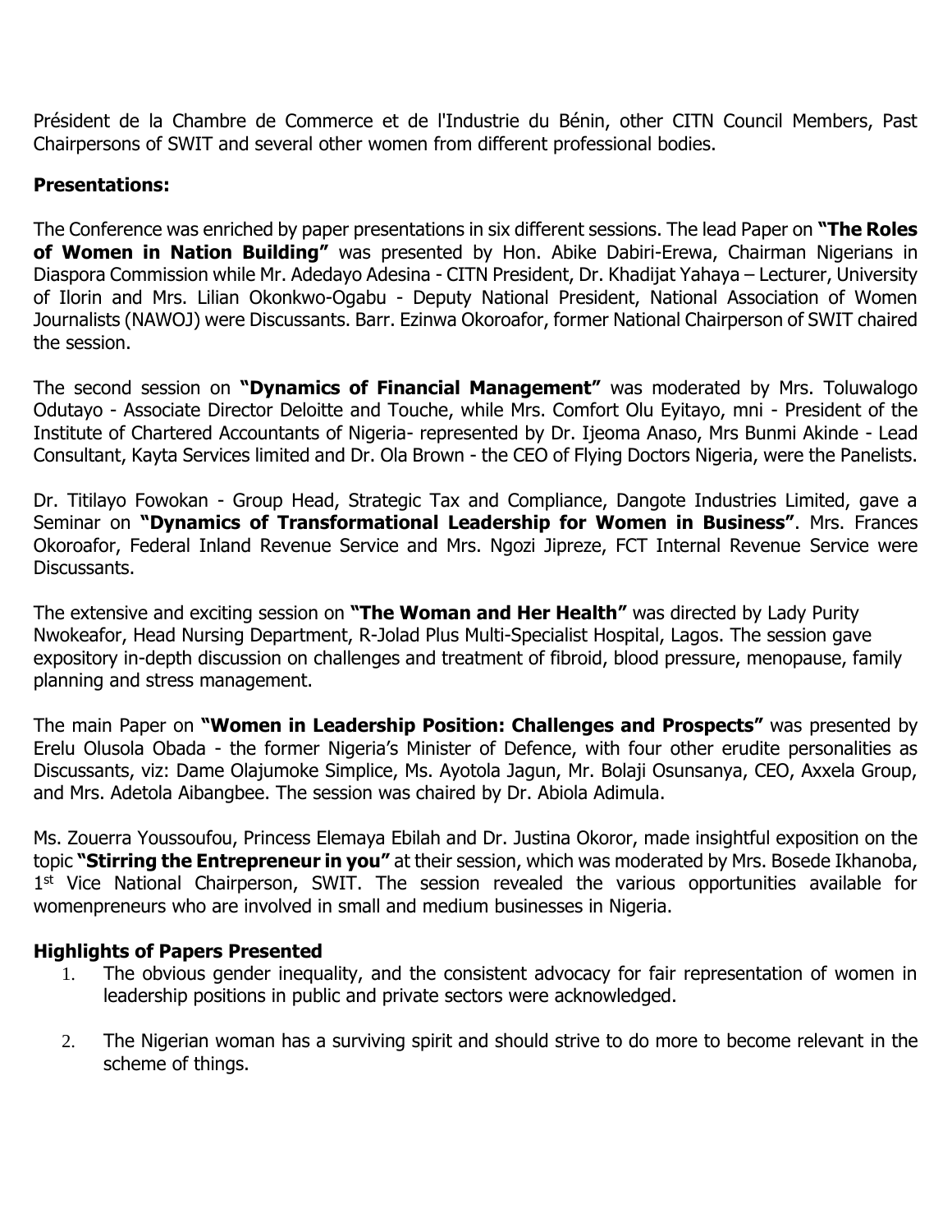Président de la Chambre de Commerce et de l'Industrie du Bénin, other CITN Council Members, Past Chairpersons of SWIT and several other women from different professional bodies.

**Presentations:**

The Conference was enriched by paper presentations in six different sessions. The lead Paper on **"The Roles of Women in Nation Building"** was presented by Hon. Abike Dabiri-Erewa, Chairman Nigerians in Diaspora Commission while Mr. Adedayo Adesina - CITN President, Dr. Khadijat Yahaya – Lecturer, University of Ilorin and Mrs. Lilian Okonkwo-Ogabu - Deputy National President, National Association of Women Journalists (NAWOJ) were Discussants. Barr. Ezinwa Okoroafor, former National Chairperson of SWIT chaired the session.

The second session on **"Dynamics of Financial Management"** was moderated by Mrs. Toluwalogo Odutayo - Associate Director Deloitte and Touche, while Mrs. Comfort Olu Eyitayo, mni - President of the Institute of Chartered Accountants of Nigeria- represented by Dr. Ijeoma Anaso, Mrs Bunmi Akinde - Lead Consultant, Kayta Services limited and Dr. Ola Brown - the CEO of Flying Doctors Nigeria, were the Panelists.

Dr. Titilayo Fowokan - Group Head, Strategic Tax and Compliance, Dangote Industries Limited, gave a Seminar on **"Dynamics of Transformational Leadership for Women in Business"**. Mrs. Frances Okoroafor, Federal Inland Revenue Service and Mrs. Ngozi Jipreze, FCT Internal Revenue Service were Discussants.

The extensive and exciting session on **"The Woman and Her Health"** was directed by Lady Purity Nwokeafor, Head Nursing Department, R-Jolad Plus Multi-Specialist Hospital, Lagos. The session gave expository in-depth discussion on challenges and treatment of fibroid, blood pressure, menopause, family planning and stress management.

The main Paper on **"Women in Leadership Position: Challenges and Prospects"** was presented by Erelu Olusola Obada - the former Nigeria's Minister of Defence, with four other erudite personalities as Discussants, viz: Dame Olajumoke Simplice, Ms. Ayotola Jagun, Mr. Bolaji Osunsanya, CEO, Axxela Group, and Mrs. Adetola Aibangbee. The session was chaired by Dr. Abiola Adimula.

Ms. Zouerra Youssoufou, Princess Elemaya Ebilah and Dr. Justina Okoror, made insightful exposition on the topic **"Stirring the Entrepreneur in you"** at their session, which was moderated by Mrs. Bosede Ikhanoba, 1st Vice National Chairperson, SWIT. The session revealed the various opportunities available for womenpreneurs who are involved in small and medium businesses in Nigeria.

**Highlights of Papers Presented**

1. The obvious gender inequality, and the consistent advocacy for fair representation of women in leadership positions in public and private sectors were acknowledged.

2. The Nigerian woman has a surviving spirit and should strive to do more to become relevant in the scheme of things.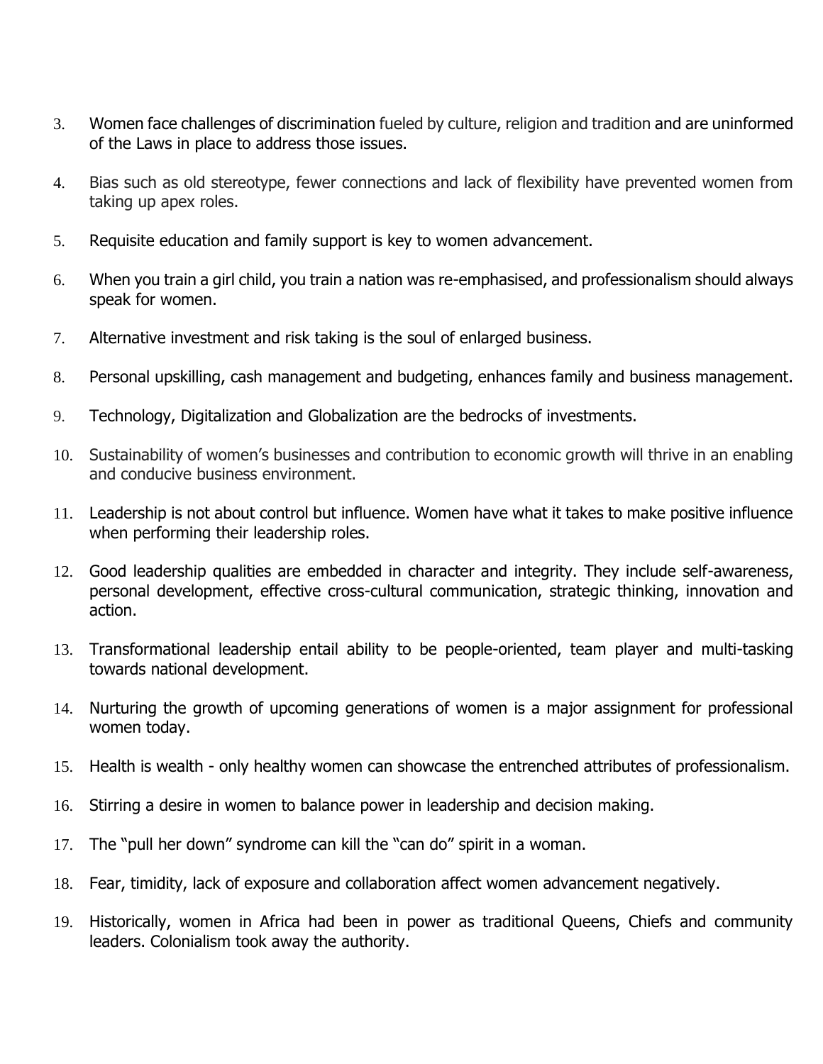3. Women face challenges of discrimination fueled by culture, religion and tradition and are uninformed of the Laws in place to address those issues.
4. Bias such as old stereotype, fewer connections and lack of flexibility have prevented women from taking up apex roles.
5. Requisite education and family support is key to women advancement.
6. When you train a girl child, you train a nation was re-emphasised, and professionalism should always speak for women.
7. Alternative investment and risk taking is the soul of enlarged business.
8. Personal upskilling, cash management and budgeting, enhances family and business management.
9. Technology, Digitalization and Globalization are the bedrocks of investments.
10. Sustainability of women's businesses and contribution to economic growth will thrive in an enabling and conducive business environment.
11. Leadership is not about control but influence. Women have what it takes to make positive influence when performing their leadership roles.
12. Good leadership qualities are embedded in character and integrity. They include self-awareness, personal development, effective cross-cultural communication, strategic thinking, innovation and action.
13. Transformational leadership entail ability to be people-oriented, team player and multi-tasking towards national development.
14. Nurturing the growth of upcoming generations of women is a major assignment for professional women today.
15. Health is wealth - only healthy women can showcase the entrenched attributes of professionalism.
16. Stirring a desire in women to balance power in leadership and decision making.
17. The "pull her down" syndrome can kill the "can do" spirit in a woman.
18. Fear, timidity, lack of exposure and collaboration affect women advancement negatively.
19. Historically, women in Africa had been in power as traditional Queens, Chiefs and community leaders. Colonialism took away the authority.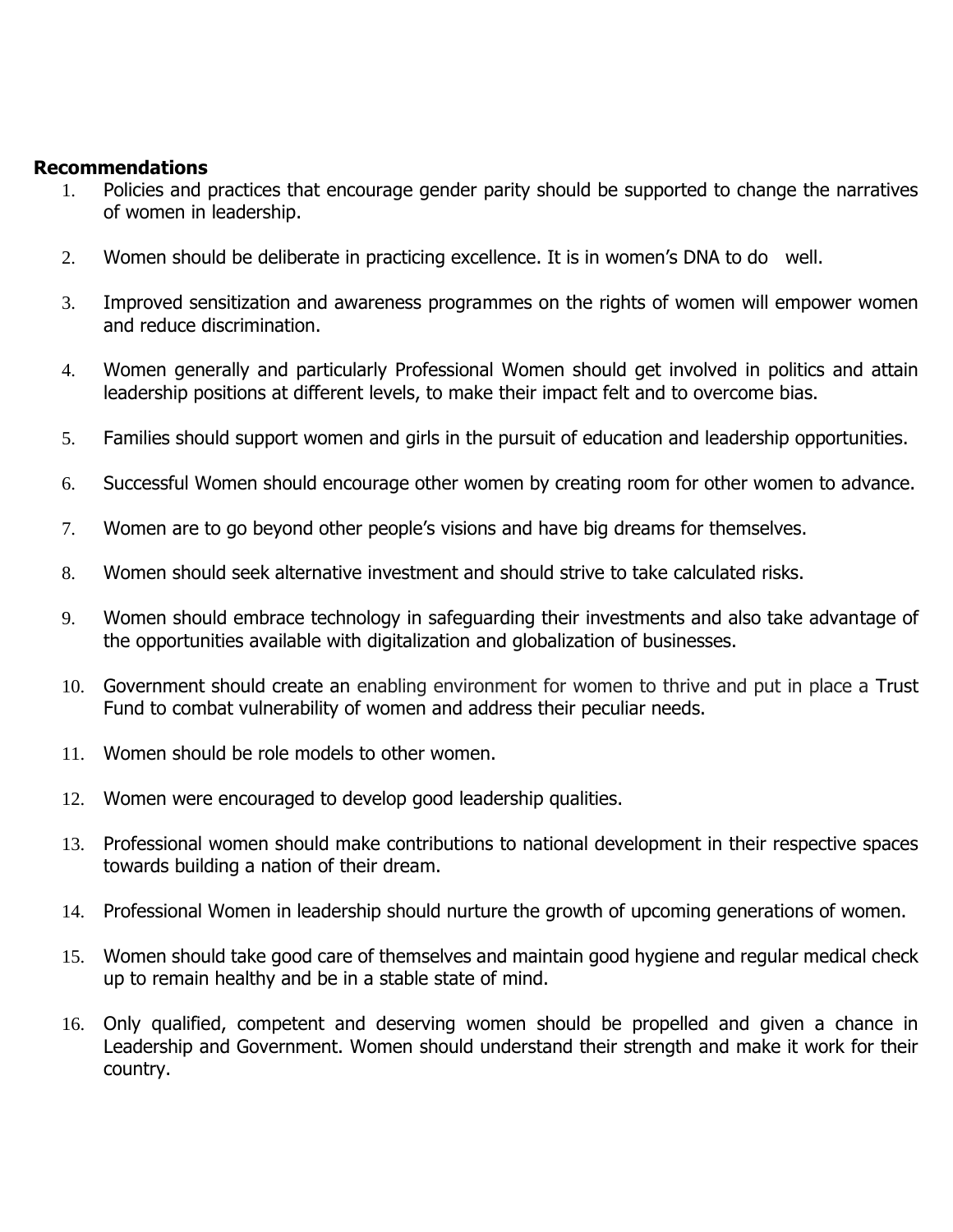**Recommendations**

1. Policies and practices that encourage gender parity should be supported to change the narratives of women in leadership.

2. Women should be deliberate in practicing excellence. It is in women's DNA to do well.

3. Improved sensitization and awareness programmes on the rights of women will empower women and reduce discrimination.

4. Women generally and particularly Professional Women should get involved in politics and attain leadership positions at different levels, to make their impact felt and to overcome bias.

5. Families should support women and girls in the pursuit of education and leadership opportunities.

6. Successful Women should encourage other women by creating room for other women to advance.

7. Women are to go beyond other people's visions and have big dreams for themselves.

8. Women should seek alternative investment and should strive to take calculated risks.

9. Women should embrace technology in safeguarding their investments and also take advantage of the opportunities available with digitalization and globalization of businesses.

10. Government should create an enabling environment for women to thrive and put in place a Trust Fund to combat vulnerability of women and address their peculiar needs.

11. Women should be role models to other women.

12. Women were encouraged to develop good leadership qualities.

13. Professional women should make contributions to national development in their respective spaces towards building a nation of their dream.

14. Professional Women in leadership should nurture the growth of upcoming generations of women.

15. Women should take good care of themselves and maintain good hygiene and regular medical check up to remain healthy and be in a stable state of mind.

16. Only qualified, competent and deserving women should be propelled and given a chance in Leadership and Government. Women should understand their strength and make it work for their country.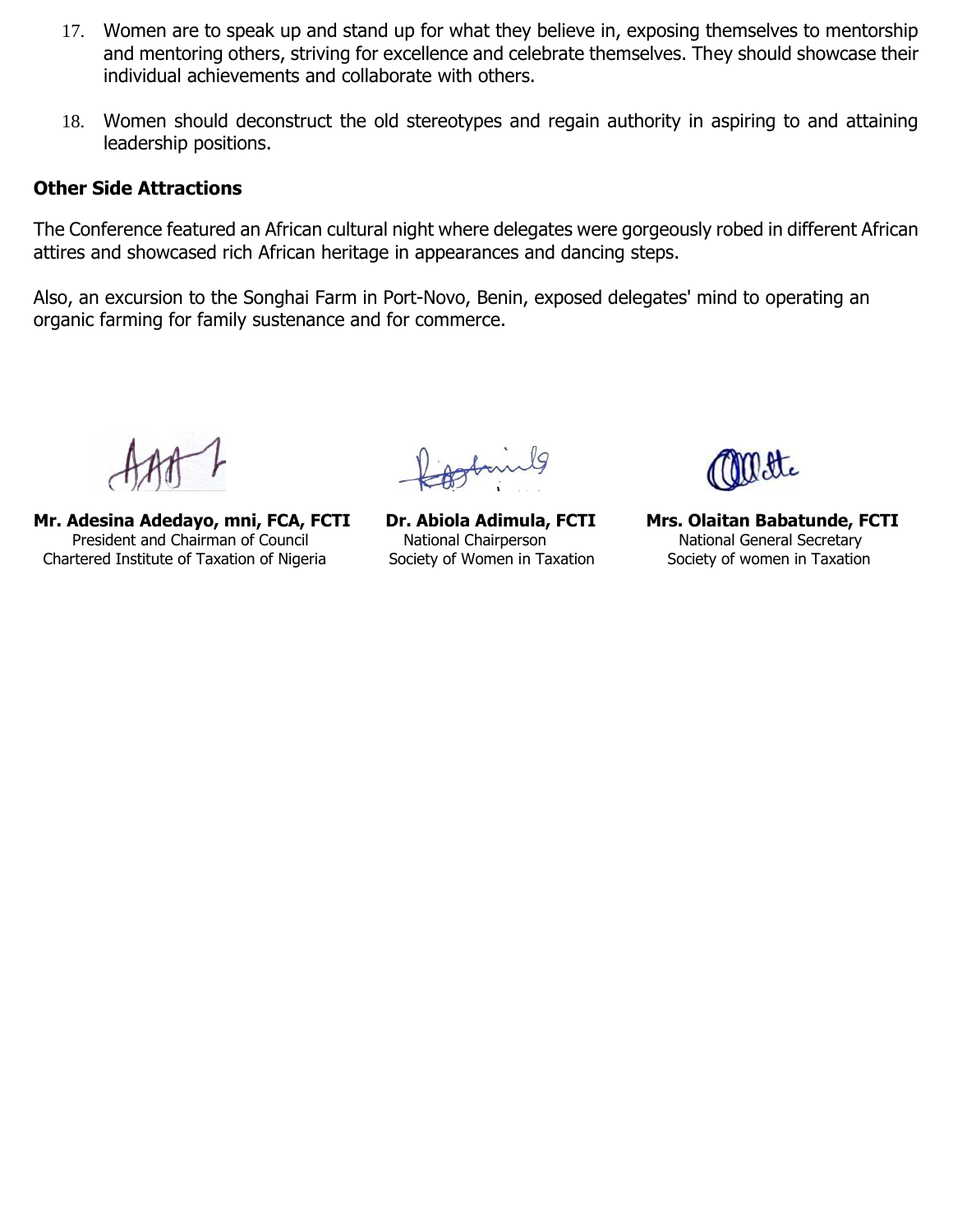17. Women are to speak up and stand up for what they believe in, exposing themselves to mentorship and mentoring others, striving for excellence and celebrate themselves. They should showcase their individual achievements and collaborate with others.

18. Women should deconstruct the old stereotypes and regain authority in aspiring to and attaining leadership positions.

**Other Side Attractions**

The Conference featured an African cultural night where delegates were gorgeously robed in different African attires and showcased rich African heritage in appearances and dancing steps.

Also, an excursion to the Songhai Farm in Port-Novo, Benin, exposed delegates' mind to operating an organic farming for family sustenance and for commerce.

**Mr. Adesina Adedayo, mni, FCA, FCTI**
President and Chairman of Council
Chartered Institute of Taxation of Nigeria

**Dr. Abiola Adimula, FCTI**
National Chairperson
Society of Women in Taxation

**Mrs. Olaitan Babatunde, FCTI**
National General Secretary
Society of women in Taxation